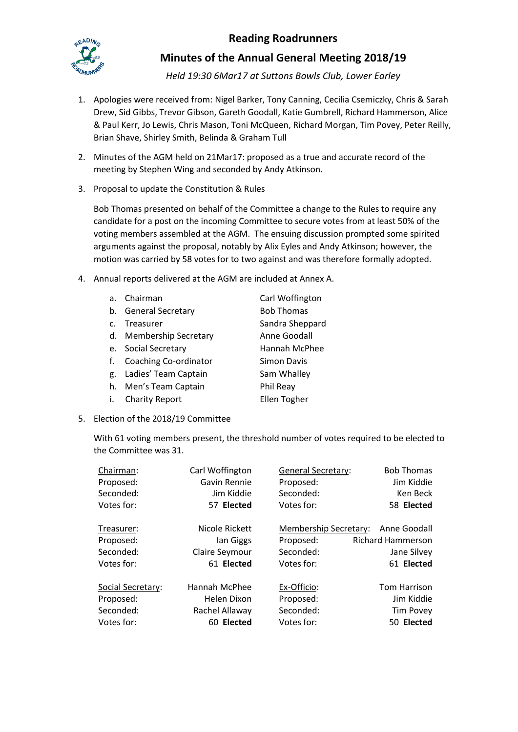# Reading Roadrunners

## Minutes of the Annual General Meeting 2018/19

*Held 19:30 6Mar17 at Suttons Bowls Club, Lower Earley*

1. Apologies were received from: Nigel Barker, Tony Canning, Cecilia Csemiczky, Chris & Sarah Drew, Sid Gibbs, Trevor Gibson, Gareth Goodall, Katie Gumbrell, Richard Hammerson, Alice & Paul Kerr, Jo Lewis, Chris Mason, Toni McQueen, Richard Morgan, Tim Povey, Peter Reilly, Brian Shave, Shirley Smith, Belinda & Graham Tull

2. Minutes of the AGM held on 21Mar17: proposed as a true and accurate record of the meeting by Stephen Wing and seconded by Andy Atkinson.

3. Proposal to update the Constitution & Rules

   Bob Thomas presented on behalf of the Committee a change to the Rules to require any candidate for a post on the incoming Committee to secure votes from at least 50% of the voting members assembled at the AGM. The ensuing discussion prompted some spirited arguments against the proposal, notably by Alix Eyles and Andy Atkinson; however, the motion was carried by 58 votes for to two against and was therefore formally adopted.

4. Annual reports delivered at the AGM are included at Annex A.

   | | | |
   |---|---|---|
   | a. | Chairman | Carl Woffington |
   | b. | General Secretary | Bob Thomas |
   | c. | Treasurer | Sandra Sheppard |
   | d. | Membership Secretary | Anne Goodall |
   | e. | Social Secretary | Hannah McPhee |
   | f. | Coaching Co-ordinator | Simon Davis |
   | g. | Ladies' Team Captain | Sam Whalley |
   | h. | Men's Team Captain | Phil Reay |
   | i. | Charity Report | Ellen Togher |

5. Election of the 2018/19 Committee

   With 61 voting members present, the threshold number of votes required to be elected to the Committee was 31.

| Chairman: | Carl Woffington | General Secretary: | Bob Thomas |
|---|---|---|---|
| Proposed: | Gavin Rennie | Proposed: | Jim Kiddie |
| Seconded: | Jim Kiddie | Seconded: | Ken Beck |
| Votes for: | 57 **Elected** | Votes for: | 58 **Elected** |
| | | | |
| Treasurer: | Nicole Rickett | Membership Secretary: | Anne Goodall |
| Proposed: | Ian Giggs | Proposed: | Richard Hammerson |
| Seconded: | Claire Seymour | Seconded: | Jane Silvey |
| Votes for: | 61 **Elected** | Votes for: | 61 **Elected** |
| | | | |
| Social Secretary: | Hannah McPhee | Ex-Officio: | Tom Harrison |
| Proposed: | Helen Dixon | Proposed: | Jim Kiddie |
| Seconded: | Rachel Allaway | Seconded: | Tim Povey |
| Votes for: | 60 **Elected** | Votes for: | 50 **Elected** |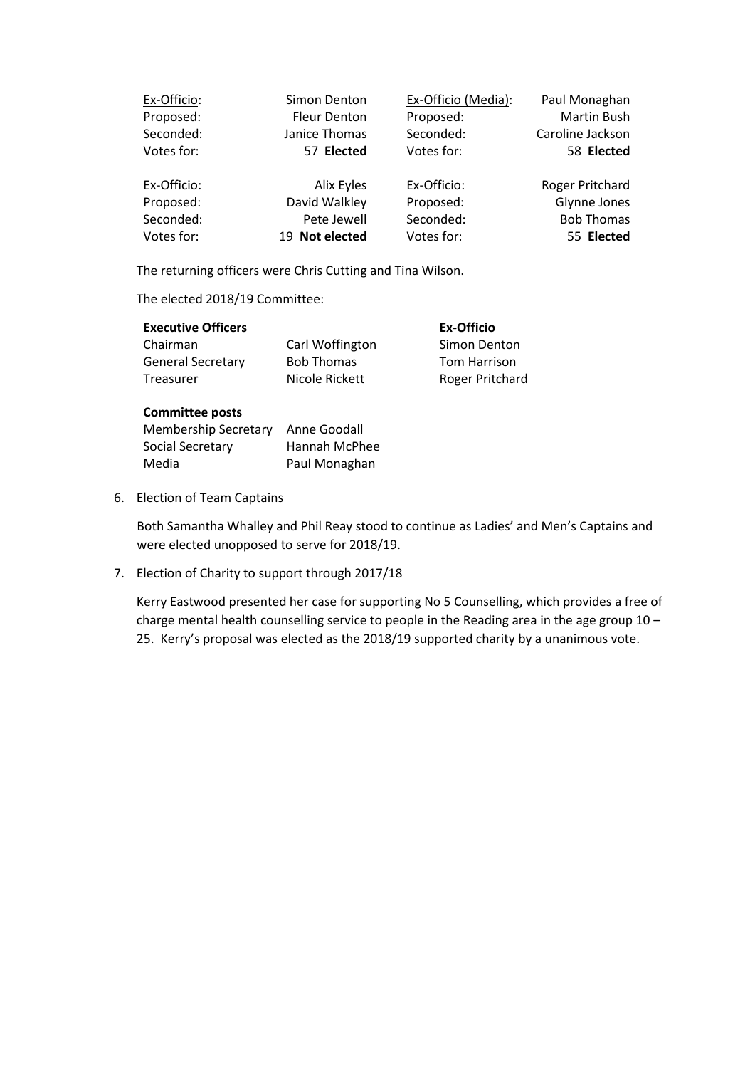| | | | |
|---|---|---|---|
| Ex-Officio: | Simon Denton | Ex-Officio (Media): | Paul Monaghan |
| Proposed: | Fleur Denton | Proposed: | Martin Bush |
| Seconded: | Janice Thomas | Seconded: | Caroline Jackson |
| Votes for: | 57 **Elected** | Votes for: | 58 **Elected** |
| Ex-Officio: | Alix Eyles | Ex-Officio: | Roger Pritchard |
| Proposed: | David Walkley | Proposed: | Glynne Jones |
| Seconded: | Pete Jewell | Seconded: | Bob Thomas |
| Votes for: | 19 **Not elected** | Votes for: | 55 **Elected** |

The returning officers were Chris Cutting and Tina Wilson.

The elected 2018/19 Committee:

| | | |
|---|---|---|
| **Executive Officers** | | **Ex-Officio** |
| Chairman | Carl Woffington | Simon Denton |
| General Secretary | Bob Thomas | Tom Harrison |
| Treasurer | Nicole Rickett | Roger Pritchard |
| **Committee posts** | | |
| Membership Secretary | Anne Goodall | |
| Social Secretary | Hannah McPhee | |
| Media | Paul Monaghan | |

6. Election of Team Captains

   Both Samantha Whalley and Phil Reay stood to continue as Ladies' and Men's Captains and were elected unopposed to serve for 2018/19.

7. Election of Charity to support through 2017/18

   Kerry Eastwood presented her case for supporting No 5 Counselling, which provides a free of charge mental health counselling service to people in the Reading area in the age group 10 – 25. Kerry's proposal was elected as the 2018/19 supported charity by a unanimous vote.